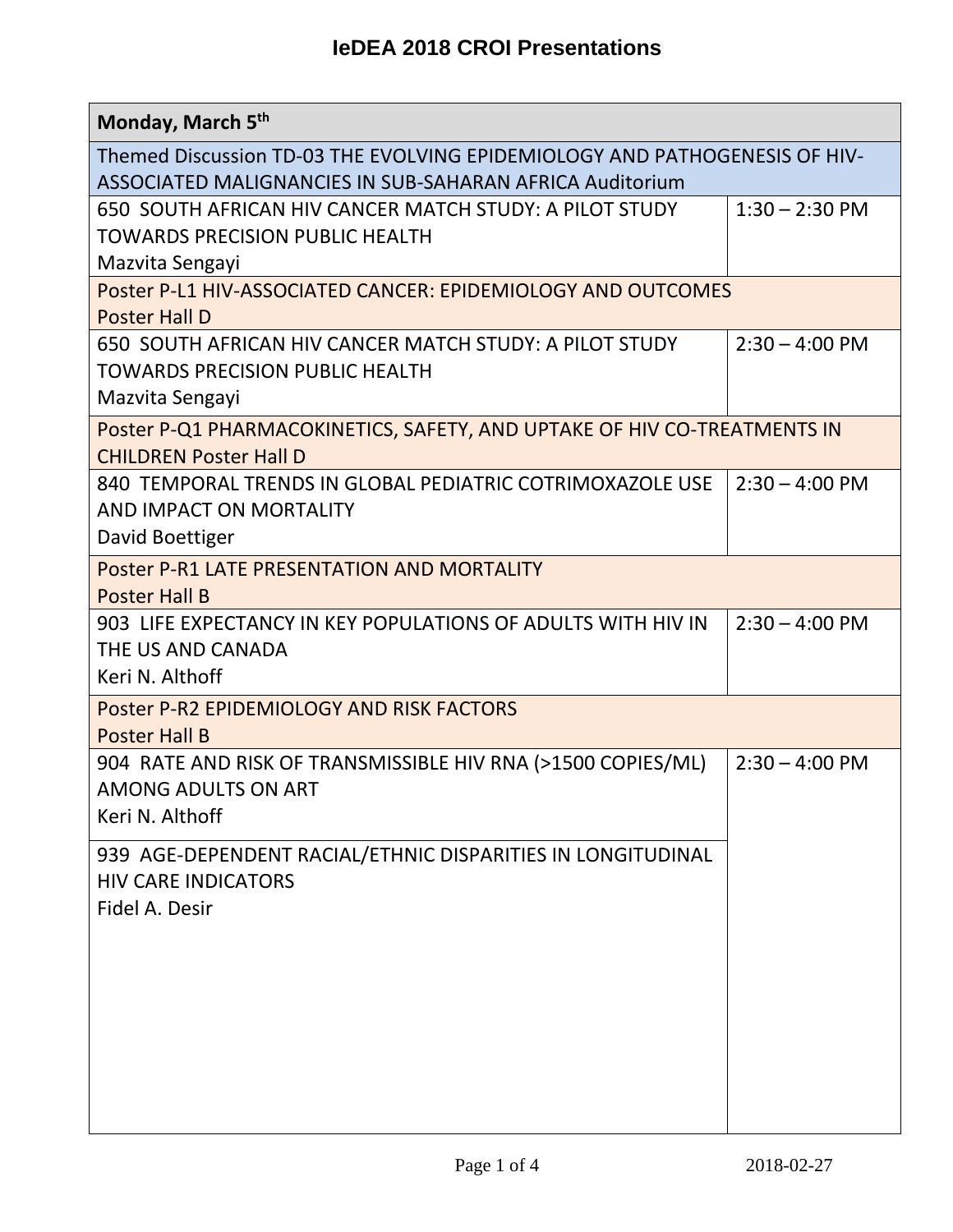# IeDEA 2018 CROI Presentations

| Monday, March 5th | |
|---|---|
| Themed Discussion TD-03 THE EVOLVING EPIDEMIOLOGY AND PATHOGENESIS OF HIV-ASSOCIATED MALIGNANCIES IN SUB-SAHARAN AFRICA Auditorium | |
| 650 SOUTH AFRICAN HIV CANCER MATCH STUDY: A PILOT STUDY TOWARDS PRECISION PUBLIC HEALTH<br>Mazvita Sengayi | 1:30 – 2:30 PM |
| Poster P-L1 HIV-ASSOCIATED CANCER: EPIDEMIOLOGY AND OUTCOMES<br>Poster Hall D | |
| 650 SOUTH AFRICAN HIV CANCER MATCH STUDY: A PILOT STUDY TOWARDS PRECISION PUBLIC HEALTH<br>Mazvita Sengayi | 2:30 – 4:00 PM |
| Poster P-Q1 PHARMACOKINETICS, SAFETY, AND UPTAKE OF HIV CO-TREATMENTS IN CHILDREN Poster Hall D | |
| 840 TEMPORAL TRENDS IN GLOBAL PEDIATRIC COTRIMOXAZOLE USE AND IMPACT ON MORTALITY<br>David Boettiger | 2:30 – 4:00 PM |
| Poster P-R1 LATE PRESENTATION AND MORTALITY<br>Poster Hall B | |
| 903 LIFE EXPECTANCY IN KEY POPULATIONS OF ADULTS WITH HIV IN THE US AND CANADA<br>Keri N. Althoff | 2:30 – 4:00 PM |
| Poster P-R2 EPIDEMIOLOGY AND RISK FACTORS<br>Poster Hall B | |
| 904 RATE AND RISK OF TRANSMISSIBLE HIV RNA (>1500 COPIES/ML) AMONG ADULTS ON ART<br>Keri N. Althoff | 2:30 – 4:00 PM |
| 939 AGE-DEPENDENT RACIAL/ETHNIC DISPARITIES IN LONGITUDINAL HIV CARE INDICATORS<br>Fidel A. Desir | |

2018-02-27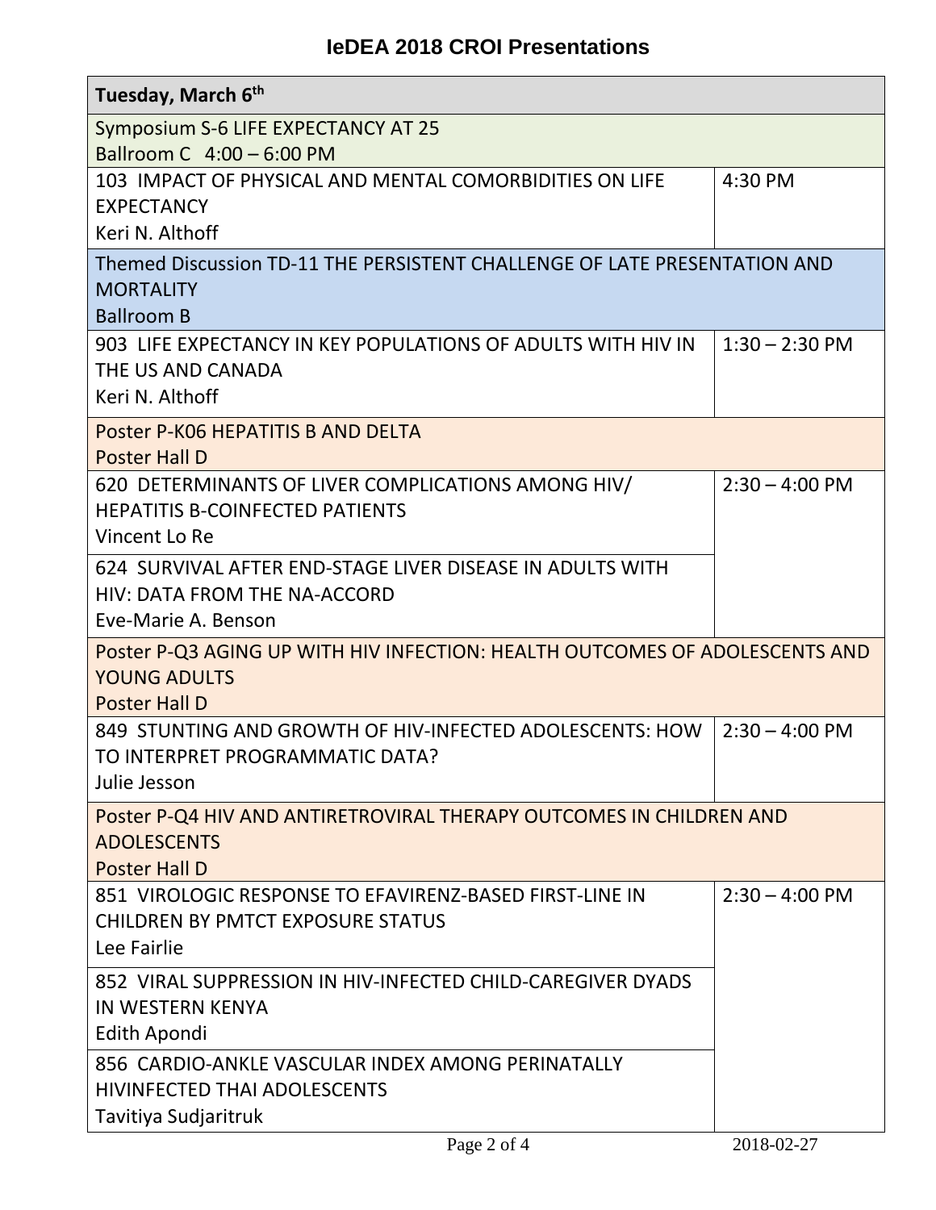# IeDEA 2018 CROI Presentations

| Tuesday, March 6th | |
|---|---|
| Symposium S-6 LIFE EXPECTANCY AT 25<br>Ballroom C 4:00 – 6:00 PM | |
| 103 IMPACT OF PHYSICAL AND MENTAL COMORBIDITIES ON LIFE EXPECTANCY<br>Keri N. Althoff | 4:30 PM |
| Themed Discussion TD-11 THE PERSISTENT CHALLENGE OF LATE PRESENTATION AND MORTALITY<br>Ballroom B | |
| 903 LIFE EXPECTANCY IN KEY POPULATIONS OF ADULTS WITH HIV IN THE US AND CANADA<br>Keri N. Althoff | 1:30 – 2:30 PM |
| Poster P-K06 HEPATITIS B AND DELTA<br>Poster Hall D | |
| 620 DETERMINANTS OF LIVER COMPLICATIONS AMONG HIV/ HEPATITIS B-COINFECTED PATIENTS<br>Vincent Lo Re | 2:30 – 4:00 PM |
| 624 SURVIVAL AFTER END-STAGE LIVER DISEASE IN ADULTS WITH HIV: DATA FROM THE NA-ACCORD<br>Eve-Marie A. Benson | |
| Poster P-Q3 AGING UP WITH HIV INFECTION: HEALTH OUTCOMES OF ADOLESCENTS AND YOUNG ADULTS<br>Poster Hall D | |
| 849 STUNTING AND GROWTH OF HIV-INFECTED ADOLESCENTS: HOW TO INTERPRET PROGRAMMATIC DATA?<br>Julie Jesson | 2:30 – 4:00 PM |
| Poster P-Q4 HIV AND ANTIRETROVIRAL THERAPY OUTCOMES IN CHILDREN AND ADOLESCENTS<br>Poster Hall D | |
| 851 VIROLOGIC RESPONSE TO EFAVIRENZ-BASED FIRST-LINE IN CHILDREN BY PMTCT EXPOSURE STATUS<br>Lee Fairlie | 2:30 – 4:00 PM |
| 852 VIRAL SUPPRESSION IN HIV-INFECTED CHILD-CAREGIVER DYADS IN WESTERN KENYA<br>Edith Apondi | |
| 856 CARDIO-ANKLE VASCULAR INDEX AMONG PERINATALLY HIVINFECTED THAI ADOLESCENTS<br>Tavitiya Sudjaritruk | |

2018-02-27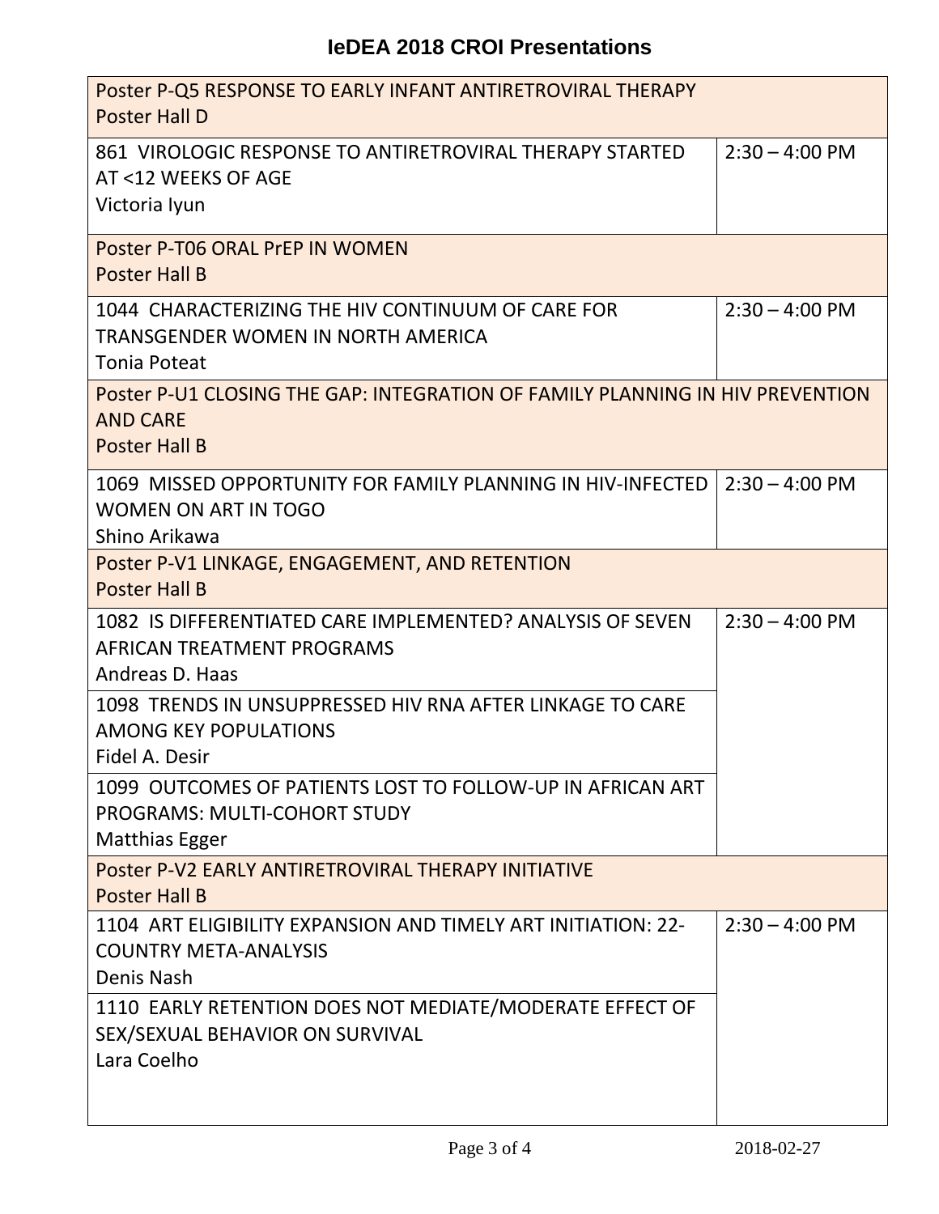# IeDEA 2018 CROI Presentations

| Poster P-Q5 RESPONSE TO EARLY INFANT ANTIRETROVIRAL THERAPY<br>Poster Hall D | |
|---|---|
| 861 VIROLOGIC RESPONSE TO ANTIRETROVIRAL THERAPY STARTED AT <12 WEEKS OF AGE<br>Victoria Iyun | 2:30 – 4:00 PM |
| **Poster P-T06 ORAL PrEP IN WOMEN<br>Poster Hall B** | |
| 1044 CHARACTERIZING THE HIV CONTINUUM OF CARE FOR TRANSGENDER WOMEN IN NORTH AMERICA<br>Tonia Poteat | 2:30 – 4:00 PM |
| **Poster P-U1 CLOSING THE GAP: INTEGRATION OF FAMILY PLANNING IN HIV PREVENTION AND CARE<br>Poster Hall B** | |
| 1069 MISSED OPPORTUNITY FOR FAMILY PLANNING IN HIV-INFECTED WOMEN ON ART IN TOGO<br>Shino Arikawa | 2:30 – 4:00 PM |
| **Poster P-V1 LINKAGE, ENGAGEMENT, AND RETENTION<br>Poster Hall B** | |
| 1082 IS DIFFERENTIATED CARE IMPLEMENTED? ANALYSIS OF SEVEN AFRICAN TREATMENT PROGRAMS<br>Andreas D. Haas | 2:30 – 4:00 PM |
| 1098 TRENDS IN UNSUPPRESSED HIV RNA AFTER LINKAGE TO CARE AMONG KEY POPULATIONS<br>Fidel A. Desir | |
| 1099 OUTCOMES OF PATIENTS LOST TO FOLLOW-UP IN AFRICAN ART PROGRAMS: MULTI-COHORT STUDY<br>Matthias Egger | |
| **Poster P-V2 EARLY ANTIRETROVIRAL THERAPY INITIATIVE<br>Poster Hall B** | |
| 1104 ART ELIGIBILITY EXPANSION AND TIMELY ART INITIATION: 22-COUNTRY META-ANALYSIS<br>Denis Nash | 2:30 – 4:00 PM |
| 1110 EARLY RETENTION DOES NOT MEDIATE/MODERATE EFFECT OF SEX/SEXUAL BEHAVIOR ON SURVIVAL<br>Lara Coelho | |

2018-02-27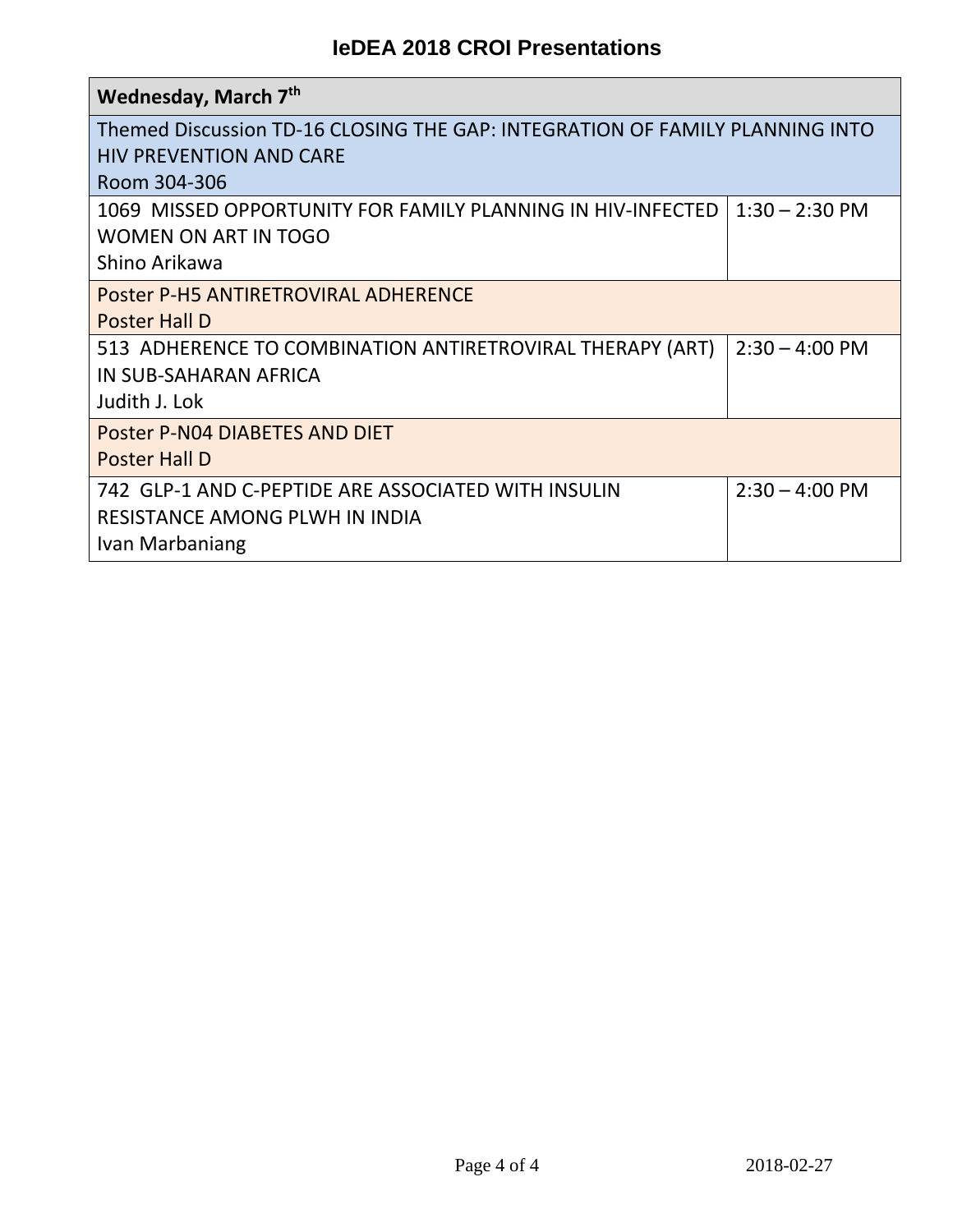# IeDEA 2018 CROI Presentations

| **Wednesday, March 7th** | |
|---|---|
| Themed Discussion TD-16 CLOSING THE GAP: INTEGRATION OF FAMILY PLANNING INTO HIV PREVENTION AND CARE<br>Room 304-306 | |
| 1069 MISSED OPPORTUNITY FOR FAMILY PLANNING IN HIV-INFECTED WOMEN ON ART IN TOGO<br>Shino Arikawa | 1:30 – 2:30 PM |
| Poster P-H5 ANTIRETROVIRAL ADHERENCE<br>Poster Hall D | |
| 513 ADHERENCE TO COMBINATION ANTIRETROVIRAL THERAPY (ART) IN SUB-SAHARAN AFRICA<br>Judith J. Lok | 2:30 – 4:00 PM |
| Poster P-N04 DIABETES AND DIET<br>Poster Hall D | |
| 742 GLP-1 AND C-PEPTIDE ARE ASSOCIATED WITH INSULIN RESISTANCE AMONG PLWH IN INDIA<br>Ivan Marbaniang | 2:30 – 4:00 PM |

2018-02-27